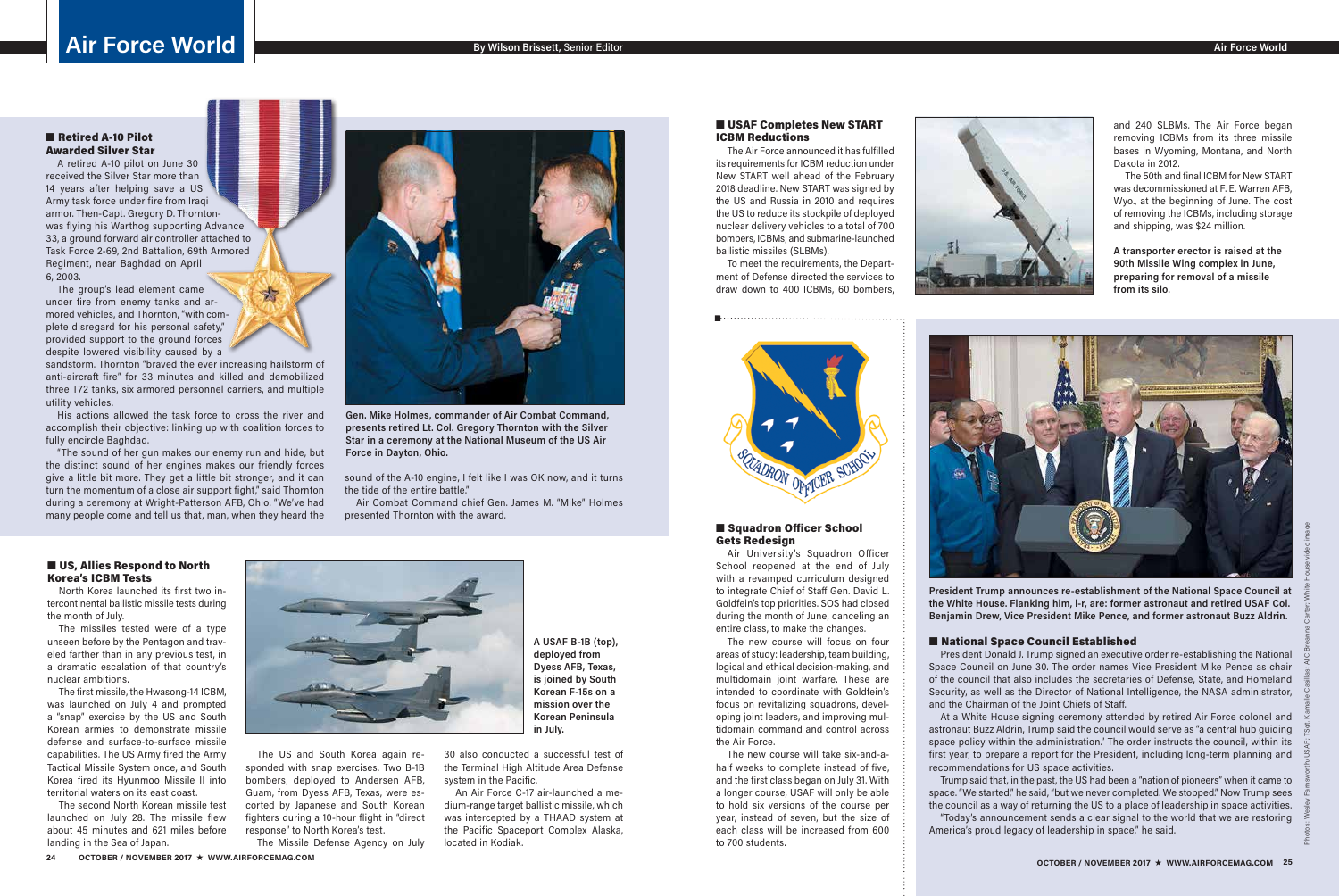# Air Force World

By Wilson Brissett, Senior Editor

## Retired A-10 Pilot Awarded Silver Star

A retired A-10 pilot on June 30 received the Silver Star more than 14 years after helping save a US Army task force under fire from Iraqi armor. Then-Capt. Gregory D. Thornton was flying his Warthog supporting Advance 33, a ground forward air controller attached to Task Force 2-69, 2nd Battalion, 69th Armored Regiment, near Baghdad on April 6, 2003.

The group's lead element came under fire from enemy tanks and armored vehicles, and Thornton, "with complete disregard for his personal safety," provided support to the ground forces despite lowered visibility caused by a sandstorm. Thornton "braved the ever increasing hailstorm of anti-aircraft fire" for 33 minutes and killed and demobilized three T72 tanks, six armored personnel carriers, and multiple utility vehicles.

His actions allowed the task force to cross the river and accomplish their objective: linking up with coalition forces to fully encircle Baghdad.

"The sound of her gun makes our enemy run and hide, but the distinct sound of her engines makes our friendly forces give a little bit more. They get a little bit stronger, and it can turn the momentum of a close air support fight," said Thornton during a ceremony at Wright-Patterson AFB, Ohio. "We've had many people come and tell us that, man, when they heard the sound of the A-10 engine, I felt like I was OK now, and it turns the tide of the entire battle."

Air Combat Command chief Gen. James M. "Mike" Holmes presented Thornton with the award.

**Gen. Mike Holmes, commander of Air Combat Command, presents retired Lt. Col. Gregory Thornton with the Silver Star in a ceremony at the National Museum of the US Air Force in Dayton, Ohio.**

## US, Allies Respond to North Korea's ICBM Tests

North Korea launched its first two intercontinental ballistic missile tests during the month of July.

The missiles tested were of a type unseen before by the Pentagon and traveled farther than in any previous test, in a dramatic escalation of that country's nuclear ambitions.

The first missile, the Hwasong-14 ICBM, was launched on July 4 and prompted a "snap" exercise by the US and South Korean armies to demonstrate missile defense and surface-to-surface missile capabilities. The US Army fired the Army Tactical Missile System once, and South Korea fired its Hyunmoo Missile II into territorial waters on its east coast.

The second North Korean missile test launched on July 28. The missile flew about 45 minutes and 621 miles before landing in the Sea of Japan.

The US and South Korea again responded with snap exercises. Two B-1B bombers, deployed to Andersen AFB, Guam, from Dyess AFB, Texas, were escorted by Japanese and South Korean fighters during a 10-hour flight in "direct response" to North Korea's test.

The Missile Defense Agency on July 30 also conducted a successful test of the Terminal High Altitude Area Defense system in the Pacific.

An Air Force C-17 air-launched a medium-range target ballistic missile, which was intercepted by a THAAD system at the Pacific Spaceport Complex Alaska, located in Kodiak.

**A USAF B-1B (top), deployed from Dyess AFB, Texas, is joined by South Korean F-15s on a mission over the Korean Peninsula in July.**

## USAF Completes New START ICBM Reductions

The Air Force announced it has fulfilled its requirements for ICBM reduction under New START well ahead of the February 2018 deadline. New START was signed by the US and Russia in 2010 and requires the US to reduce its stockpile of deployed nuclear delivery vehicles to a total of 700 bombers, ICBMs, and submarine-launched ballistic missiles (SLBMs).

To meet the requirements, the Department of Defense directed the services to draw down to 400 ICBMs, 60 bombers, and 240 SLBMs. The Air Force began removing ICBMs from its three missile bases in Wyoming, Montana, and North Dakota in 2012.

The 50th and final ICBM for New START was decommissioned at F. E. Warren AFB, Wyo., at the beginning of June. The cost of removing the ICBMs, including storage and shipping, was $24 million.

**A transporter erector is raised at the 90th Missile Wing complex in June, preparing for removal of a missile from its silo.**

## Squadron Officer School Gets Redesign

Air University's Squadron Officer School reopened at the end of July with a revamped curriculum designed to integrate Chief of Staff Gen. David L. Goldfein's top priorities. SOS had closed during the month of June, canceling an entire class, to make the changes.

The new course will focus on four areas of study: leadership, team building, logical and ethical decision-making, and multidomain joint warfare. These are intended to coordinate with Goldfein's focus on revitalizing squadrons, developing joint leaders, and improving multidomain command and control across the Air Force.

The new course will take six-and-a-half weeks to complete instead of five, and the first class began on July 31. With a longer course, USAF will only be able to hold six versions of the course per year, instead of seven, but the size of each class will be increased from 600 to 700 students.

**President Trump announces re-establishment of the National Space Council at the White House. Flanking him, l-r, are: former astronaut and retired USAF Col. Benjamin Drew, Vice President Mike Pence, and former astronaut Buzz Aldrin.**

## National Space Council Established

President Donald J. Trump signed an executive order re-establishing the National Space Council on June 30. The order names Vice President Mike Pence as chair of the council that also includes the secretaries of Defense, State, and Homeland Security, as well as the Director of National Intelligence, the NASA administrator, and the Chairman of the Joint Chiefs of Staff.

At a White House signing ceremony attended by retired Air Force colonel and astronaut Buzz Aldrin, Trump said the council would serve as "a central hub guiding space policy within the administration." The order instructs the council, within its first year, to prepare a report for the President, including long-term planning and recommendations for US space activities.

Trump said that, in the past, the US had been a "nation of pioneers" when it came to space. "We started," he said, "but we never completed. We stopped." Now Trump sees the council as a way of returning the US to a place of leadership in space activities.

"Today's announcement sends a clear signal to the world that we are restoring America's proud legacy of leadership in space," he said.

Photos: Wesley Farnsworth/USAF; TSgt. Kenneth Carter/USAF; A1C Breanna Carter; White House video image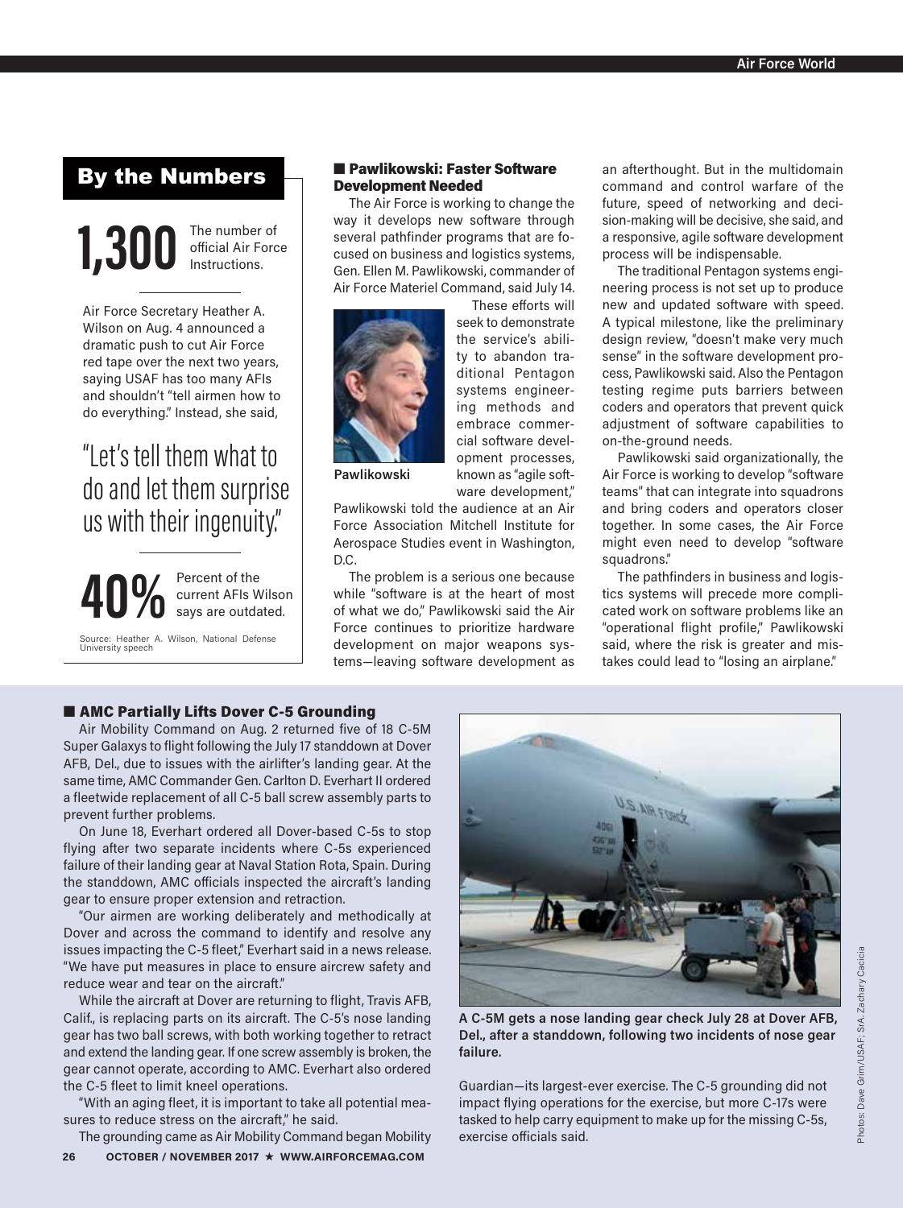## By the Numbers

**1,300** The number of official Air Force Instructions.

Air Force Secretary Heather A. Wilson on Aug. 4 announced a dramatic push to cut Air Force red tape over the next two years, saying USAF has too many AFIs and shouldn't "tell airmen how to do everything." Instead, she said,

"Let's tell them what to do and let them surprise us with their ingenuity."

**40%** Percent of the current AFIs Wilson says are outdated.

Source: Heather A. Wilson, National Defense University speech

### ■ Pawlikowski: Faster Software Development Needed

The Air Force is working to change the way it develops new software through several pathfinder programs that are focused on business and logistics systems, Gen. Ellen M. Pawlikowski, commander of Air Force Materiel Command, said July 14.

Pawlikowski

These efforts will seek to demonstrate the service's ability to abandon traditional Pentagon systems engineering methods and embrace commercial software development processes, known as "agile software development," Pawlikowski told the audience at an Air Force Association Mitchell Institute for Aerospace Studies event in Washington, D.C.

The problem is a serious one because while "software is at the heart of most of what we do," Pawlikowski said the Air Force continues to prioritize hardware development on major weapons systems—leaving software development as an afterthought. But in the multidomain command and control warfare of the future, speed of networking and decision-making will be decisive, she said, and a responsive, agile software development process will be indispensable.

The traditional Pentagon systems engineering process is not set up to produce new and updated software with speed. A typical milestone, like the preliminary design review, "doesn't make very much sense" in the software development process, Pawlikowski said. Also the Pentagon testing regime puts barriers between coders and operators that prevent quick adjustment of software capabilities to on-the-ground needs.

Pawlikowski said organizationally, the Air Force is working to develop "software teams" that can integrate into squadrons and bring coders and operators closer together. In some cases, the Air Force might even need to develop "software squadrons."

The pathfinders in business and logistics systems will precede more complicated work on software problems like an "operational flight profile," Pawlikowski said, where the risk is greater and mistakes could lead to "losing an airplane."

### ■ AMC Partially Lifts Dover C-5 Grounding

Air Mobility Command on Aug. 2 returned five of 18 C-5M Super Galaxys to flight following the July 17 standdown at Dover AFB, Del., due to issues with the airlifter's landing gear. At the same time, AMC Commander Gen. Carlton D. Everhart II ordered a fleetwide replacement of all C-5 ball screw assembly parts to prevent further problems.

On June 18, Everhart ordered all Dover-based C-5s to stop flying after two separate incidents where C-5s experienced failure of their landing gear at Naval Station Rota, Spain. During the standdown, AMC officials inspected the aircraft's landing gear to ensure proper extension and retraction.

"Our airmen are working deliberately and methodically at Dover and across the command to identify and resolve any issues impacting the C-5 fleet," Everhart said in a news release. "We have put measures in place to ensure aircrew safety and reduce wear and tear on the aircraft."

While the aircraft at Dover are returning to flight, Travis AFB, Calif., is replacing parts on its aircraft. The C-5's nose landing gear has two ball screws, with both working together to retract and extend the landing gear. If one screw assembly is broken, the gear cannot operate, according to AMC. Everhart also ordered the C-5 fleet to limit kneel operations.

"With an aging fleet, it is important to take all potential measures to reduce stress on the aircraft," he said.

The grounding came as Air Mobility Command began Mobility Guardian—its largest-ever exercise. The C-5 grounding did not impact flying operations for the exercise, but more C-17s were tasked to help carry equipment to make up for the missing C-5s, exercise officials said.

**A C-5M gets a nose landing gear check July 28 at Dover AFB, Del., after a standdown, following two incidents of nose gear failure.**

Photos: Dave Grim/USAF; SrA. Zachary Cacicia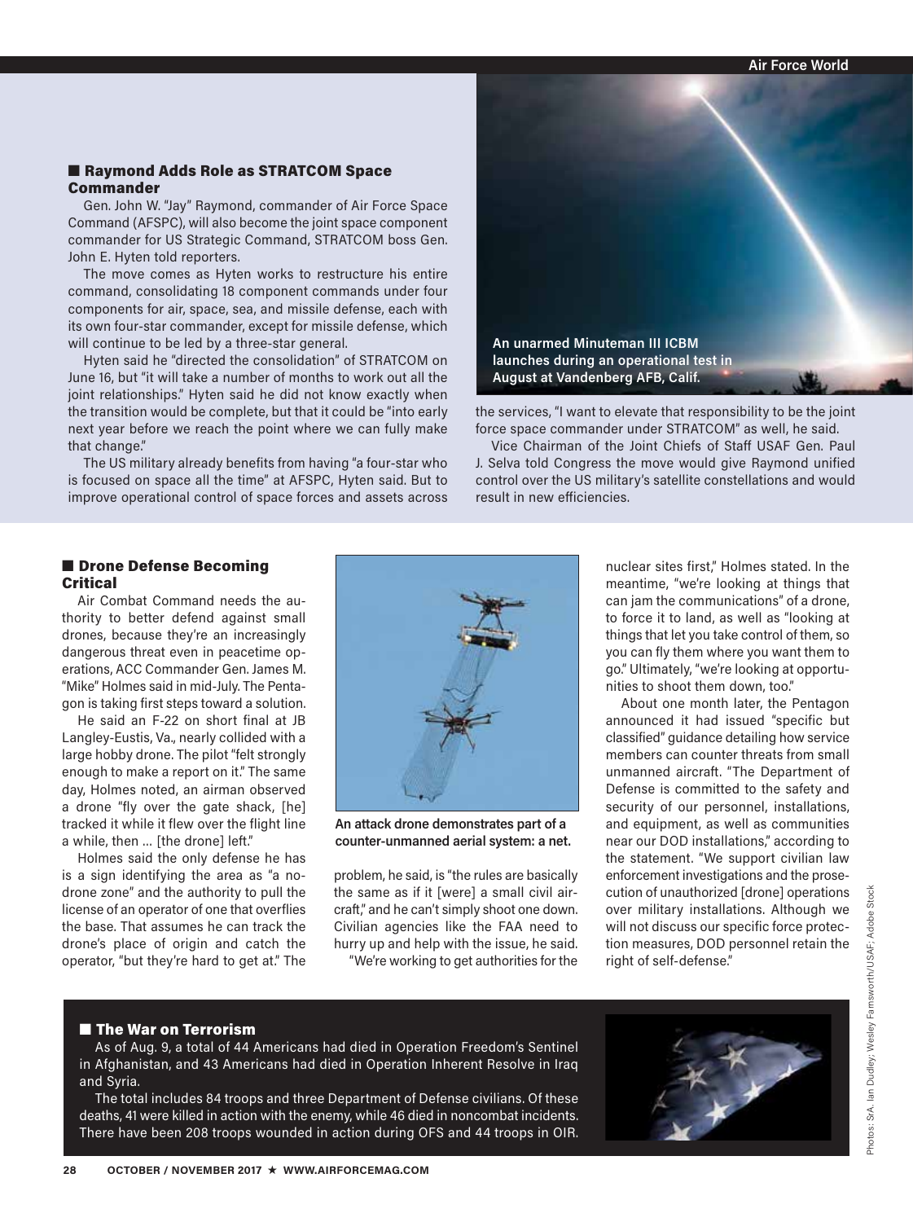## Raymond Adds Role as STRATCOM Space Commander

Gen. John W. "Jay" Raymond, commander of Air Force Space Command (AFSPC), will also become the joint space component commander for US Strategic Command, STRATCOM boss Gen. John E. Hyten told reporters.

The move comes as Hyten works to restructure his entire command, consolidating 18 component commands under four components for air, space, sea, and missile defense, each with its own four-star commander, except for missile defense, which will continue to be led by a three-star general.

Hyten said he "directed the consolidation" of STRATCOM on June 16, but "it will take a number of months to work out all the joint relationships." Hyten said he did not know exactly when the transition would be complete, but that it could be "into early next year before we reach the point where we can fully make that change."

The US military already benefits from having "a four-star who is focused on space all the time" at AFSPC, Hyten said. But to improve operational control of space forces and assets across the services, "I want to elevate that responsibility to be the joint force space commander under STRATCOM" as well, he said.

Vice Chairman of the Joint Chiefs of Staff USAF Gen. Paul J. Selva told Congress the move would give Raymond unified control over the US military's satellite constellations and would result in new efficiencies.

An unarmed Minuteman III ICBM launches during an operational test in August at Vandenberg AFB, Calif.

## Drone Defense Becoming Critical

Air Combat Command needs the authority to better defend against small drones, because they're an increasingly dangerous threat even in peacetime operations, ACC Commander Gen. James M. "Mike" Holmes said in mid-July. The Pentagon is taking first steps toward a solution.

He said an F-22 on short final at JB Langley-Eustis, Va., nearly collided with a large hobby drone. The pilot "felt strongly enough to make a report on it." The same day, Holmes noted, an airman observed a drone "fly over the gate shack, [he] tracked it while it flew over the flight line a while, then … [the drone] left."

Holmes said the only defense he has is a sign identifying the area as "a no-drone zone" and the authority to pull the license of an operator of one that overflies the base. That assumes he can track the drone's place of origin and catch the operator, "but they're hard to get at." The problem, he said, is "the rules are basically the same as if it [were] a small civil aircraft," and he can't simply shoot one down. Civilian agencies like the FAA need to hurry up and help with the issue, he said.

"We're working to get authorities for the nuclear sites first," Holmes stated. In the meantime, "we're looking at things that can jam the communications" of a drone, to force it to land, as well as "looking at things that let you take control of them, so you can fly them where you want them to go." Ultimately, "we're looking at opportunities to shoot them down, too."

About one month later, the Pentagon announced it had issued "specific but classified" guidance detailing how service members can counter threats from small unmanned aircraft. "The Department of Defense is committed to the safety and security of our personnel, installations, and equipment, as well as communities near our DOD installations," according to the statement. "We support civilian law enforcement investigations and the prosecution of unauthorized [drone] operations over military installations. Although we will not discuss our specific force protection measures, DOD personnel retain the right of self-defense."

An attack drone demonstrates part of a counter-unmanned aerial system: a net.

## The War on Terrorism

As of Aug. 9, a total of 44 Americans had died in Operation Freedom's Sentinel in Afghanistan, and 43 Americans had died in Operation Inherent Resolve in Iraq and Syria.

The total includes 84 troops and three Department of Defense civilians. Of these deaths, 41 were killed in action with the enemy, while 46 died in noncombat incidents. There have been 208 troops wounded in action during OFS and 44 troops in OIR.

Photos: SrA. Ian Dudley; Wesley Farnsworth/USAF; Adobe Stock